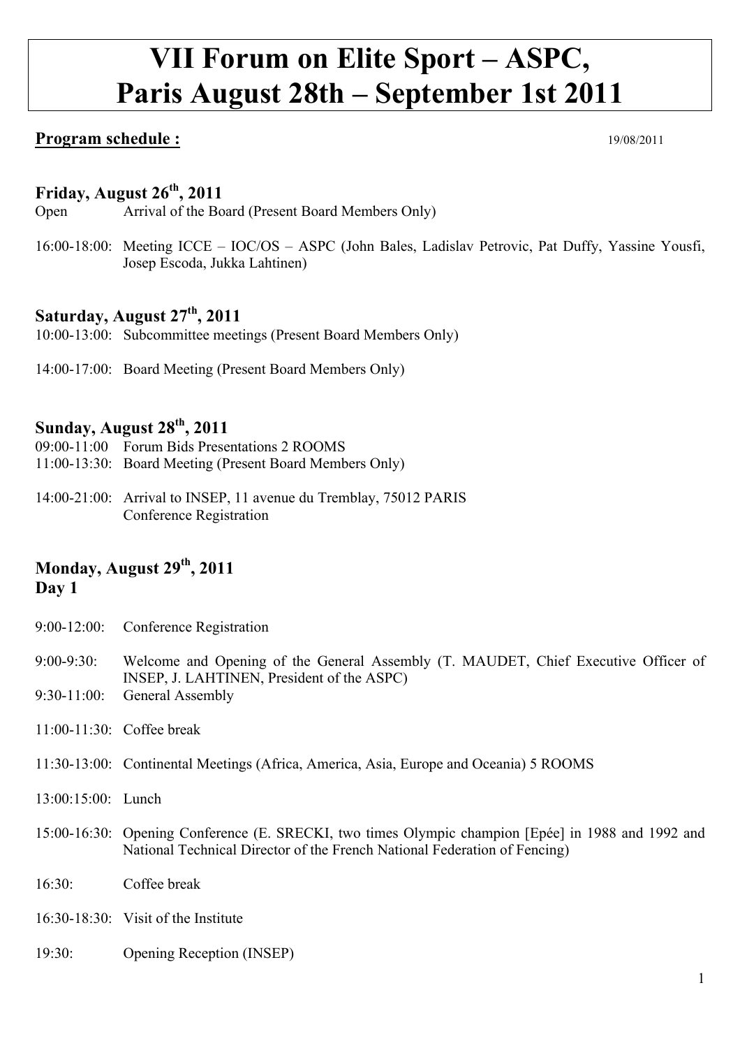# VII Forum on Elite Sport – ASPC, Paris August 28th – September 1st 2011

**Program schedule :** 19/08/2011

## Friday, August 26th, 2011

Open — Arrival of the Board (Present Board Members Only)

16:00-18:00: Meeting ICCE – IOC/OS – ASPC (John Bales, Ladislav Petrovic, Pat Duffy, Yassine Yousfi, Josep Escoda, Jukka Lahtinen)

## Saturday, August 27th, 2011

10:00-13:00: Subcommittee meetings (Present Board Members Only)

14:00-17:00: Board Meeting (Present Board Members Only)

## Sunday, August 28th, 2011

09:00-11:00 Forum Bids Presentations 2 ROOMS

11:00-13:30: Board Meeting (Present Board Members Only)

14:00-21:00: Arrival to INSEP, 11 avenue du Tremblay, 75012 PARIS
Conference Registration

## Monday, August 29th, 2011
## Day 1

9:00-12:00: Conference Registration

9:00-9:30: Welcome and Opening of the General Assembly (T. MAUDET, Chief Executive Officer of INSEP, J. LAHTINEN, President of the ASPC)

9:30-11:00: General Assembly

11:00-11:30: Coffee break

11:30-13:00: Continental Meetings (Africa, America, Asia, Europe and Oceania) 5 ROOMS

13:00:15:00: Lunch

15:00-16:30: Opening Conference (E. SRECKI, two times Olympic champion [Epée] in 1988 and 1992 and National Technical Director of the French National Federation of Fencing)

16:30: Coffee break

16:30-18:30: Visit of the Institute

19:30: Opening Reception (INSEP)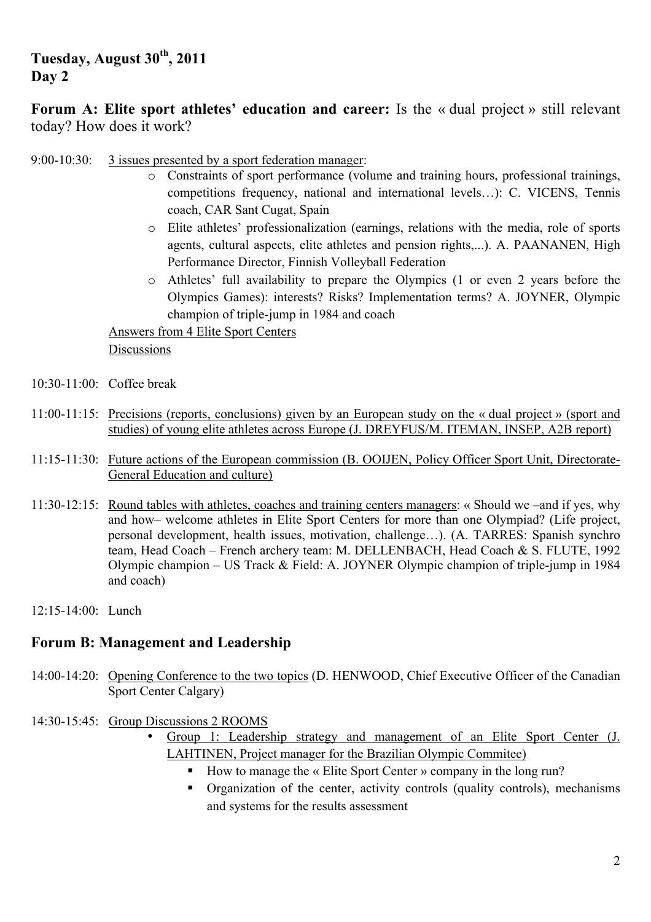**Tuesday, August 30th, 2011**
**Day 2**

**Forum A: Elite sport athletes' education and career:** Is the « dual project » still relevant today? How does it work?

9:00-10:30: 3 issues presented by a sport federation manager:

- Constraints of sport performance (volume and training hours, professional trainings, competitions frequency, national and international levels…): C. VICENS, Tennis coach, CAR Sant Cugat, Spain
- Elite athletes' professionalization (earnings, relations with the media, role of sports agents, cultural aspects, elite athletes and pension rights,...). A. PAANANEN, High Performance Director, Finnish Volleyball Federation
- Athletes' full availability to prepare the Olympics (1 or even 2 years before the Olympics Games): interests? Risks? Implementation terms? A. JOYNER, Olympic champion of triple-jump in 1984 and coach

Answers from 4 Elite Sport Centers

Discussions

10:30-11:00: Coffee break

11:00-11:15: Precisions (reports, conclusions) given by an European study on the « dual project » (sport and studies) of young elite athletes across Europe (J. DREYFUS/M. ITEMAN, INSEP, A2B report)

11:15-11:30: Future actions of the European commission (B. OOIJEN, Policy Officer Sport Unit, Directorate-General Education and culture)

11:30-12:15: Round tables with athletes, coaches and training centers managers: « Should we –and if yes, why and how– welcome athletes in Elite Sport Centers for more than one Olympiad? (Life project, personal development, health issues, motivation, challenge…). (A. TARRES: Spanish synchro team, Head Coach – French archery team: M. DELLENBACH, Head Coach & S. FLUTE, 1992 Olympic champion – US Track & Field: A. JOYNER Olympic champion of triple-jump in 1984 and coach)

12:15-14:00: Lunch

## Forum B: Management and Leadership

14:00-14:20: Opening Conference to the two topics (D. HENWOOD, Chief Executive Officer of the Canadian Sport Center Calgary)

14:30-15:45: Group Discussions 2 ROOMS

- Group 1: Leadership strategy and management of an Elite Sport Center (J. LAHTINEN, Project manager for the Brazilian Olympic Commitee)
  - How to manage the « Elite Sport Center » company in the long run?
  - Organization of the center, activity controls (quality controls), mechanisms and systems for the results assessment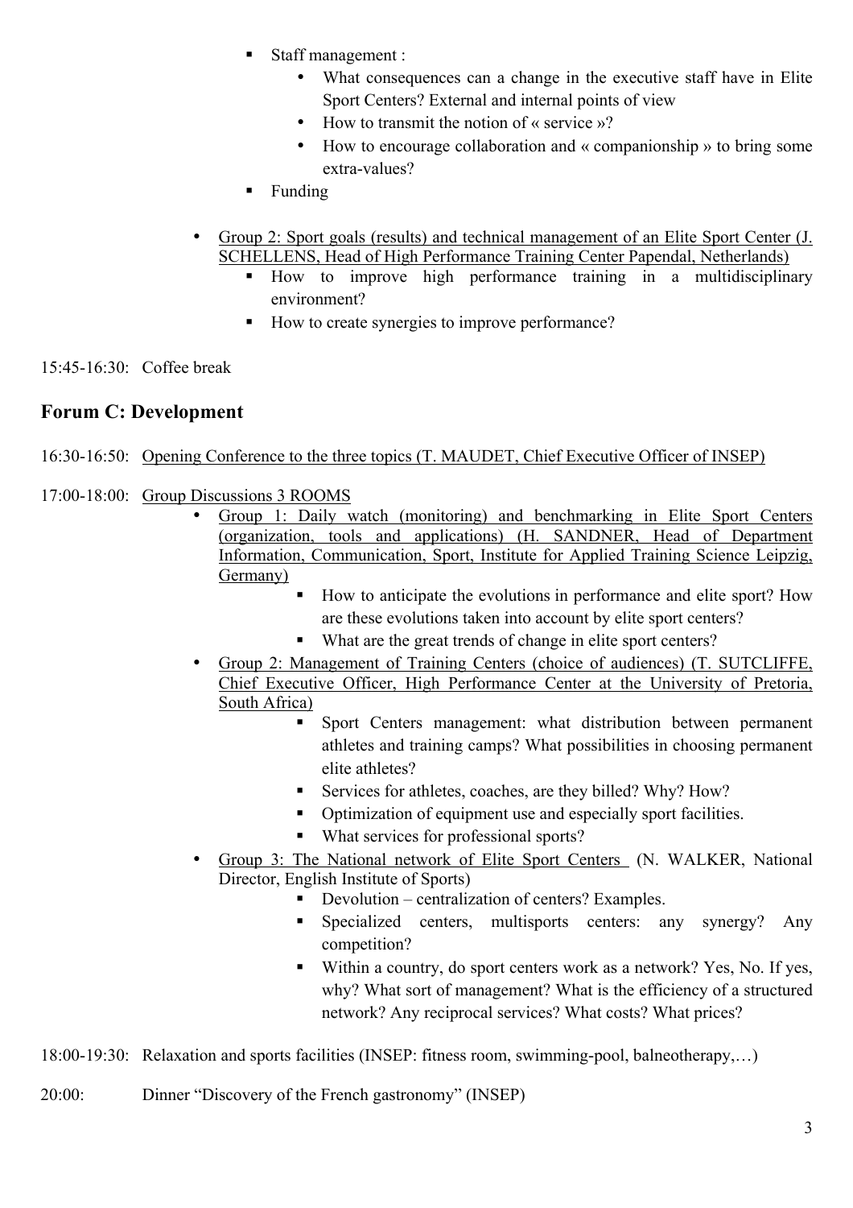- Staff management :
    - What consequences can a change in the executive staff have in Elite Sport Centers? External and internal points of view
    - How to transmit the notion of « service »?
    - How to encourage collaboration and « companionship » to bring some extra-values?
  - Funding

- Group 2: Sport goals (results) and technical management of an Elite Sport Center (J. SCHELLENS, Head of High Performance Training Center Papendal, Netherlands)
  - How to improve high performance training in a multidisciplinary environment?
  - How to create synergies to improve performance?

15:45-16:30: Coffee break

## Forum C: Development

16:30-16:50: Opening Conference to the three topics (T. MAUDET, Chief Executive Officer of INSEP)

17:00-18:00: Group Discussions 3 ROOMS

- Group 1: Daily watch (monitoring) and benchmarking in Elite Sport Centers (organization, tools and applications) (H. SANDNER, Head of Department Information, Communication, Sport, Institute for Applied Training Science Leipzig, Germany)
  - How to anticipate the evolutions in performance and elite sport? How are these evolutions taken into account by elite sport centers?
  - What are the great trends of change in elite sport centers?
- Group 2: Management of Training Centers (choice of audiences) (T. SUTCLIFFE, Chief Executive Officer, High Performance Center at the University of Pretoria, South Africa)
  - Sport Centers management: what distribution between permanent athletes and training camps? What possibilities in choosing permanent elite athletes?
  - Services for athletes, coaches, are they billed? Why? How?
  - Optimization of equipment use and especially sport facilities.
  - What services for professional sports?
- Group 3: The National network of Elite Sport Centers (N. WALKER, National Director, English Institute of Sports)
  - Devolution – centralization of centers? Examples.
  - Specialized centers, multisports centers: any synergy? Any competition?
  - Within a country, do sport centers work as a network? Yes, No. If yes, why? What sort of management? What is the efficiency of a structured network? Any reciprocal services? What costs? What prices?

18:00-19:30: Relaxation and sports facilities (INSEP: fitness room, swimming-pool, balneotherapy,…)

20:00: Dinner "Discovery of the French gastronomy" (INSEP)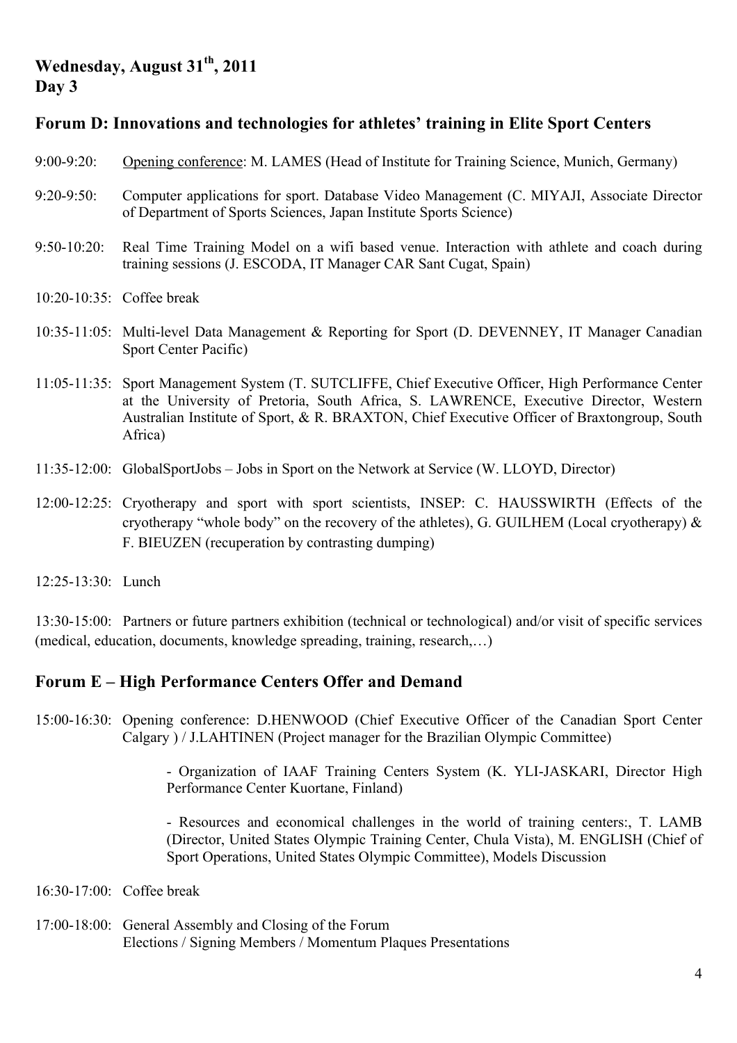**Wednesday, August 31th, 2011**
**Day 3**

## Forum D: Innovations and technologies for athletes' training in Elite Sport Centers

9:00-9:20: Opening conference: M. LAMES (Head of Institute for Training Science, Munich, Germany)

9:20-9:50: Computer applications for sport. Database Video Management (C. MIYAJI, Associate Director of Department of Sports Sciences, Japan Institute Sports Science)

9:50-10:20: Real Time Training Model on a wifi based venue. Interaction with athlete and coach during training sessions (J. ESCODA, IT Manager CAR Sant Cugat, Spain)

10:20-10:35: Coffee break

10:35-11:05: Multi-level Data Management & Reporting for Sport (D. DEVENNEY, IT Manager Canadian Sport Center Pacific)

11:05-11:35: Sport Management System (T. SUTCLIFFE, Chief Executive Officer, High Performance Center at the University of Pretoria, South Africa, S. LAWRENCE, Executive Director, Western Australian Institute of Sport, & R. BRAXTON, Chief Executive Officer of Braxtongroup, South Africa)

11:35-12:00: GlobalSportJobs – Jobs in Sport on the Network at Service (W. LLOYD, Director)

12:00-12:25: Cryotherapy and sport with sport scientists, INSEP: C. HAUSSWIRTH (Effects of the cryotherapy "whole body" on the recovery of the athletes), G. GUILHEM (Local cryotherapy) & F. BIEUZEN (recuperation by contrasting dumping)

12:25-13:30: Lunch

13:30-15:00: Partners or future partners exhibition (technical or technological) and/or visit of specific services (medical, education, documents, knowledge spreading, training, research,…)

## Forum E – High Performance Centers Offer and Demand

15:00-16:30: Opening conference: D.HENWOOD (Chief Executive Officer of the Canadian Sport Center Calgary ) / J.LAHTINEN (Project manager for the Brazilian Olympic Committee)

- Organization of IAAF Training Centers System (K. YLI-JASKARI, Director High Performance Center Kuortane, Finland)
- Resources and economical challenges in the world of training centers:, T. LAMB (Director, United States Olympic Training Center, Chula Vista), M. ENGLISH (Chief of Sport Operations, United States Olympic Committee), Models Discussion

16:30-17:00: Coffee break

17:00-18:00: General Assembly and Closing of the Forum
Elections / Signing Members / Momentum Plaques Presentations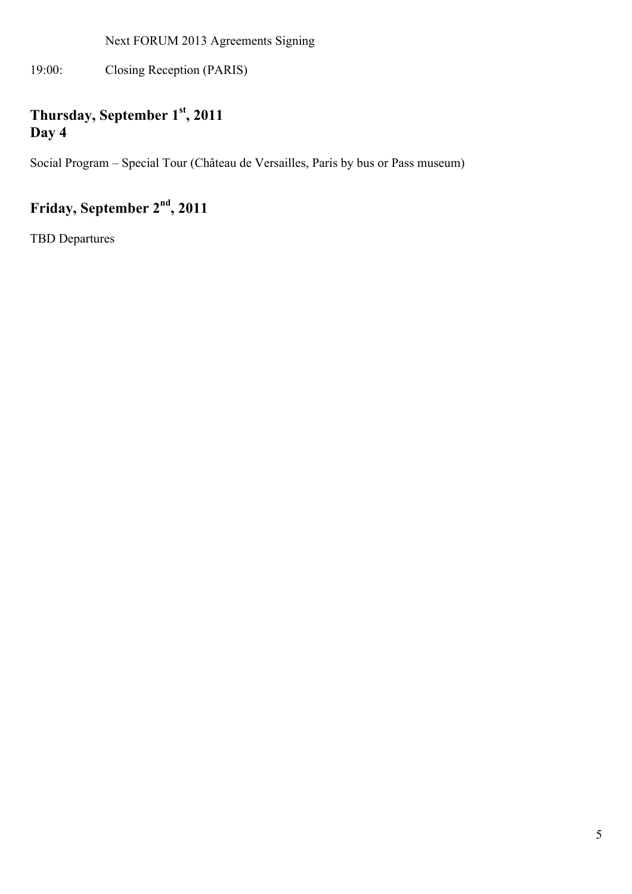Next FORUM 2013 Agreements Signing

19:00: Closing Reception (PARIS)

## Thursday, September 1st, 2011
## Day 4

Social Program – Special Tour (Château de Versailles, Paris by bus or Pass museum)

## Friday, September 2nd, 2011

TBD Departures